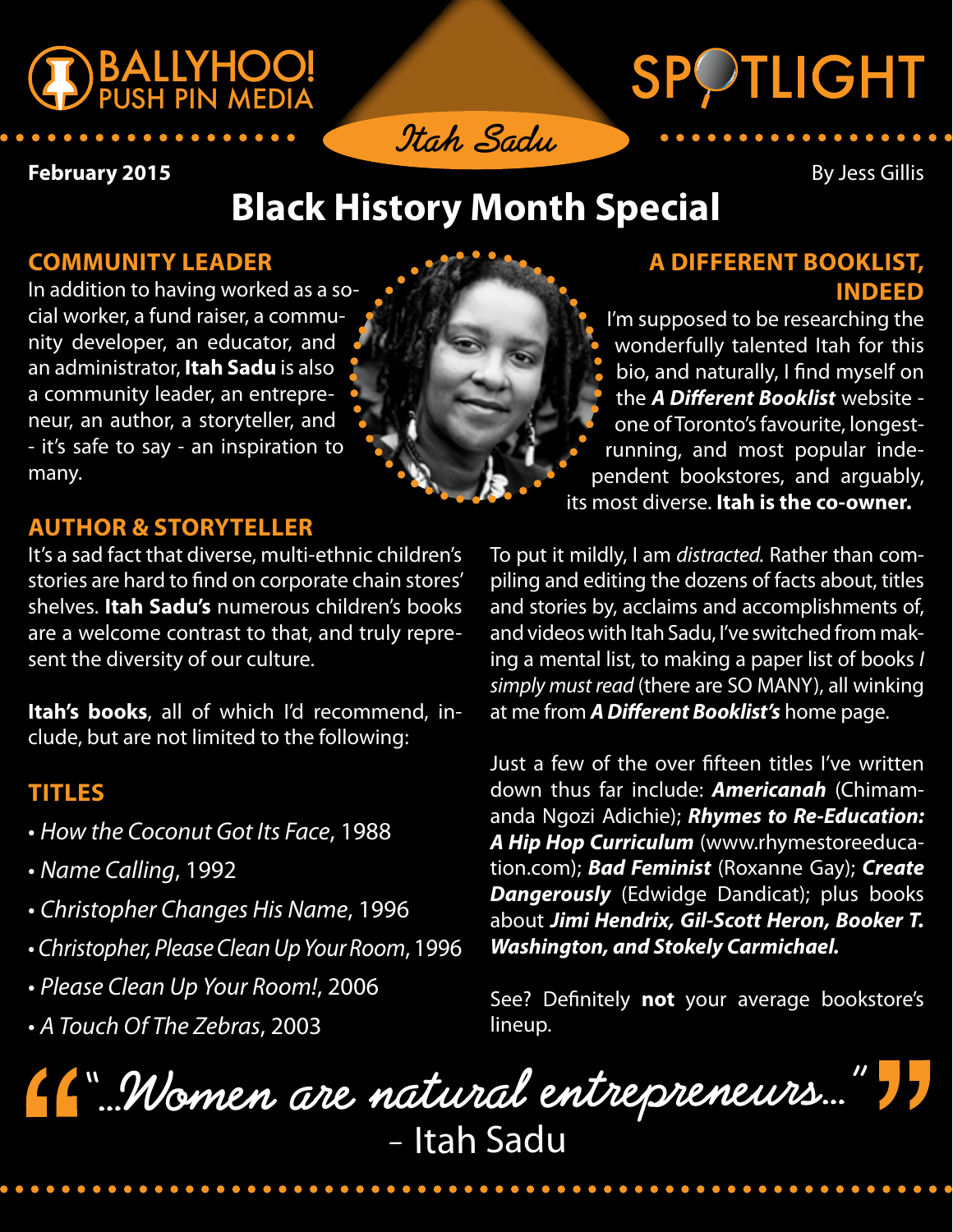BALLYHOO! PUSH PIN MEDIA

# SPOTLIGHT

## Itah Sadu

**February 2015**

By Jess Gillis

# Black History Month Special

## COMMUNITY LEADER

In addition to having worked as a social worker, a fund raiser, a community developer, an educator, and an administrator, **Itah Sadu** is also a community leader, an entrepreneur, an author, a storyteller, and - it's safe to say - an inspiration to many.

## AUTHOR & STORYTELLER

It's a sad fact that diverse, multi-ethnic children's stories are hard to find on corporate chain stores' shelves. **Itah Sadu's** numerous children's books are a welcome contrast to that, and truly represent the diversity of our culture.

**Itah's books**, all of which I'd recommend, include, but are not limited to the following:

## TITLES

- *How the Coconut Got Its Face*, 1988
- *Name Calling*, 1992
- *Christopher Changes His Name*, 1996
- *Christopher, Please Clean Up Your Room*, 1996
- *Please Clean Up Your Room!*, 2006
- *A Touch Of The Zebras*, 2003

## A DIFFERENT BOOKLIST, INDEED

I'm supposed to be researching the wonderfully talented Itah for this bio, and naturally, I find myself on the ***A Different Booklist*** website - one of Toronto's favourite, longest-running, and most popular independent bookstores, and arguably, its most diverse. **Itah is the co-owner.**

To put it mildly, I am *distracted.* Rather than compiling and editing the dozens of facts about, titles and stories by, acclaims and accomplishments of, and videos with Itah Sadu, I've switched from making a mental list, to making a paper list of books *I simply must read* (there are SO MANY), all winking at me from ***A Different Booklist's*** home page.

Just a few of the over fifteen titles I've written down thus far include: ***Americanah*** (Chimamanda Ngozi Adichie); ***Rhymes to Re-Education: A Hip Hop Curriculum*** (www.rhymestoreeducation.com); ***Bad Feminist*** (Roxanne Gay); ***Create Dangerously*** (Edwidge Dandicat); plus books about ***Jimi Hendrix, Gil-Scott Heron, Booker T. Washington, and Stokely Carmichael.***

See? Definitely **not** your average bookstore's lineup.

> "...Women are natural entrepreneurs..."
>
> – Itah Sadu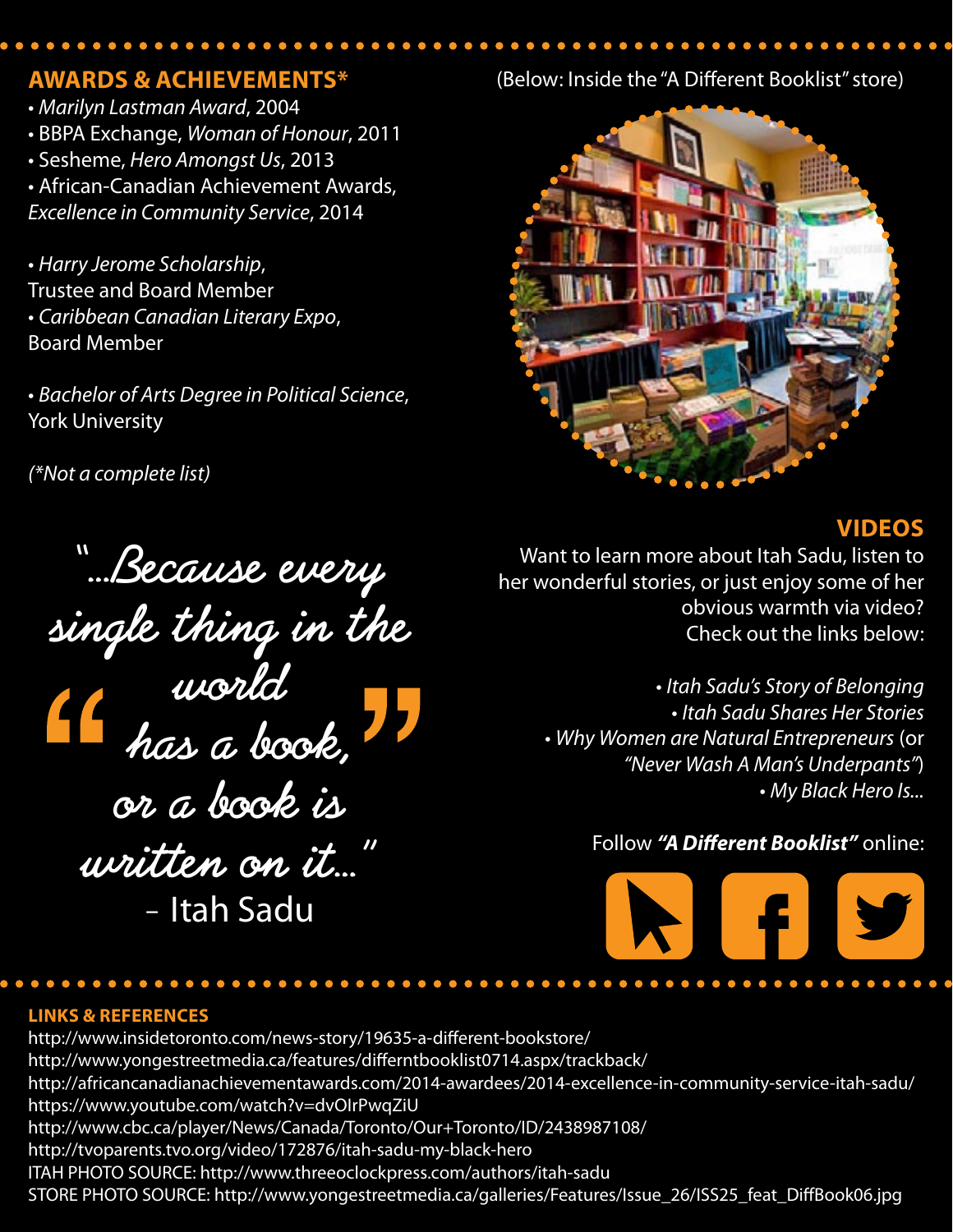## AWARDS & ACHIEVEMENTS*

- *Marilyn Lastman Award*, 2004
- BBPA Exchange, *Woman of Honour*, 2011
- Sesheme, *Hero Amongst Us*, 2013
- African-Canadian Achievement Awards, *Excellence in Community Service*, 2014

- *Harry Jerome Scholarship*, Trustee and Board Member
- *Caribbean Canadian Literary Expo*, Board Member

- *Bachelor of Arts Degree in Political Science*, York University

*(*Not a complete list)*

"...Because every single thing in the world has a book, or a book is written on it..."
– Itah Sadu

(Below: Inside the "A Different Booklist" store)

## VIDEOS

Want to learn more about Itah Sadu, listen to her wonderful stories, or just enjoy some of her obvious warmth via video? Check out the links below:

- *Itah Sadu's Story of Belonging*
- *Itah Sadu Shares Her Stories*
- *Why Women are Natural Entrepreneurs* (or *"Never Wash A Man's Underpants"*)
- *My Black Hero Is...*

Follow ***"A Different Booklist"*** online:

## LINKS & REFERENCES

http://www.insidetoronto.com/news-story/19635-a-different-bookstore/
http://www.yongestreetmedia.ca/features/differntbooklist0714.aspx/trackback/
http://africancanadianachievementawards.com/2014-awardees/2014-excellence-in-community-service-itah-sadu/
https://www.youtube.com/watch?v=dvOIrPwqZiU
http://www.cbc.ca/player/News/Canada/Toronto/Our+Toronto/ID/2438987108/
http://tvoparents.tvo.org/video/172876/itah-sadu-my-black-hero
ITAH PHOTO SOURCE: http://www.threeoclockpress.com/authors/itah-sadu
STORE PHOTO SOURCE: http://www.yongestreetmedia.ca/galleries/Features/Issue_26/ISS25_feat_DiffBook06.jpg